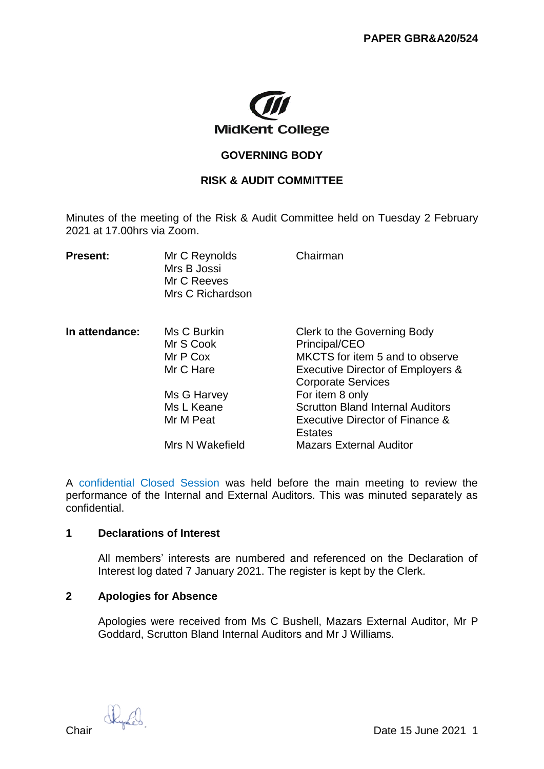PAPER GBR&A20/524

MidKent College

## GOVERNING BODY

## RISK & AUDIT COMMITTEE

Minutes of the meeting of the Risk & Audit Committee held on Tuesday 2 February 2021 at 17.00hrs via Zoom.

| | | |
|---|---|---|
| **Present:** | Mr C Reynolds | Chairman |
| | Mrs B Jossi | |
| | Mr C Reeves | |
| | Mrs C Richardson | |
| | | |
| **In attendance:** | Ms C Burkin | Clerk to the Governing Body |
| | Mr S Cook | Principal/CEO |
| | Mr P Cox | MKCTS for item 5 and to observe |
| | Mr C Hare | Executive Director of Employers & Corporate Services |
| | Ms G Harvey | For item 8 only |
| | Ms L Keane | Scrutton Bland Internal Auditors |
| | Mr M Peat | Executive Director of Finance & Estates |
| | Mrs N Wakefield | Mazars External Auditor |

A confidential Closed Session was held before the main meeting to review the performance of the Internal and External Auditors. This was minuted separately as confidential.

### 1 Declarations of Interest

All members' interests are numbered and referenced on the Declaration of Interest log dated 7 January 2021. The register is kept by the Clerk.

### 2 Apologies for Absence

Apologies were received from Ms C Bushell, Mazars External Auditor, Mr P Goddard, Scrutton Bland Internal Auditors and Mr J Williams.

Chair Date 15 June 2021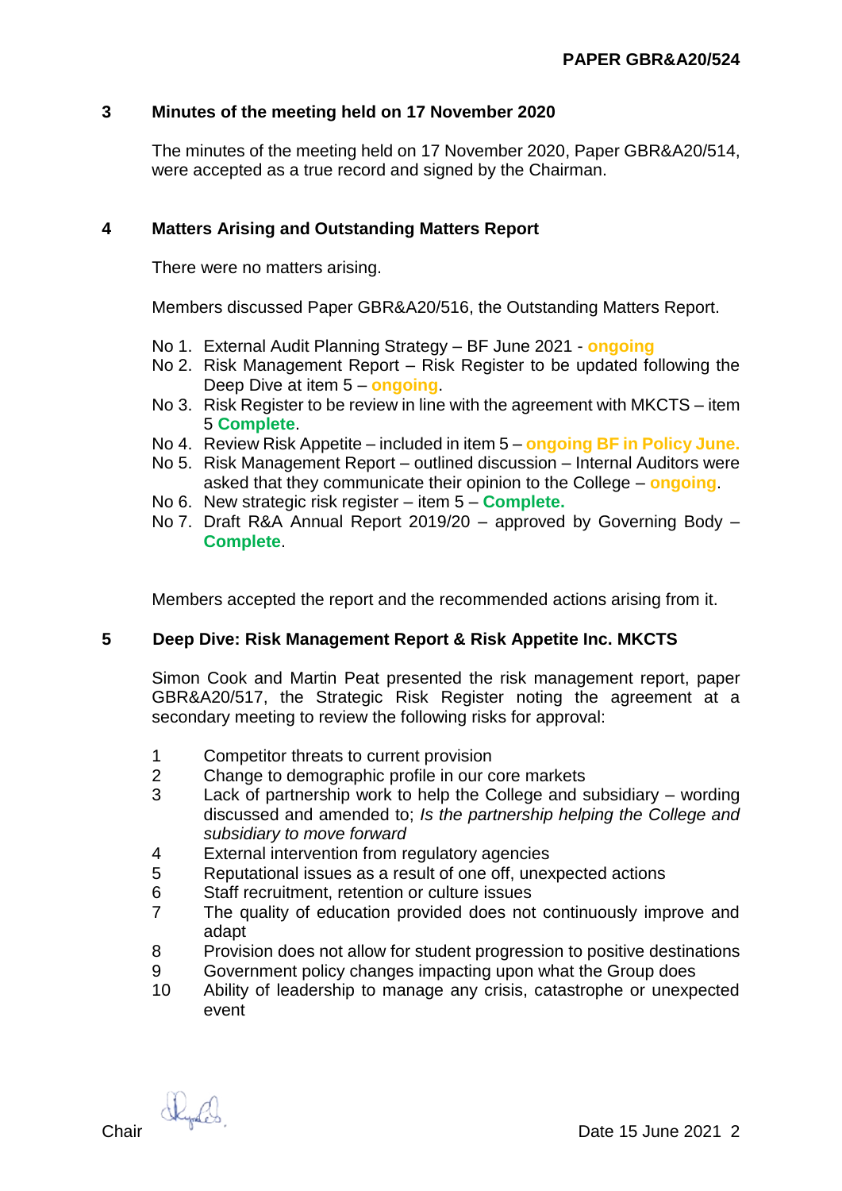**PAPER GBR&A20/524**

## 3 Minutes of the meeting held on 17 November 2020

The minutes of the meeting held on 17 November 2020, Paper GBR&A20/514, were accepted as a true record and signed by the Chairman.

## 4 Matters Arising and Outstanding Matters Report

There were no matters arising.

Members discussed Paper GBR&A20/516, the Outstanding Matters Report.

No 1. External Audit Planning Strategy – BF June 2021 - **ongoing**
No 2. Risk Management Report – Risk Register to be updated following the Deep Dive at item 5 – **ongoing**.
No 3. Risk Register to be review in line with the agreement with MKCTS – item 5 **Complete**.
No 4. Review Risk Appetite – included in item 5 – **ongoing BF in Policy June.**
No 5. Risk Management Report – outlined discussion – Internal Auditors were asked that they communicate their opinion to the College – **ongoing**.
No 6. New strategic risk register – item 5 – **Complete.**
No 7. Draft R&A Annual Report 2019/20 – approved by Governing Body – **Complete**.

Members accepted the report and the recommended actions arising from it.

## 5 Deep Dive: Risk Management Report & Risk Appetite Inc. MKCTS

Simon Cook and Martin Peat presented the risk management report, paper GBR&A20/517, the Strategic Risk Register noting the agreement at a secondary meeting to review the following risks for approval:

1. Competitor threats to current provision
2. Change to demographic profile in our core markets
3. Lack of partnership work to help the College and subsidiary – wording discussed and amended to; *Is the partnership helping the College and subsidiary to move forward*
4. External intervention from regulatory agencies
5. Reputational issues as a result of one off, unexpected actions
6. Staff recruitment, retention or culture issues
7. The quality of education provided does not continuously improve and adapt
8. Provision does not allow for student progression to positive destinations
9. Government policy changes impacting upon what the Group does
10. Ability of leadership to manage any crisis, catastrophe or unexpected event

Chair Date 15 June 2021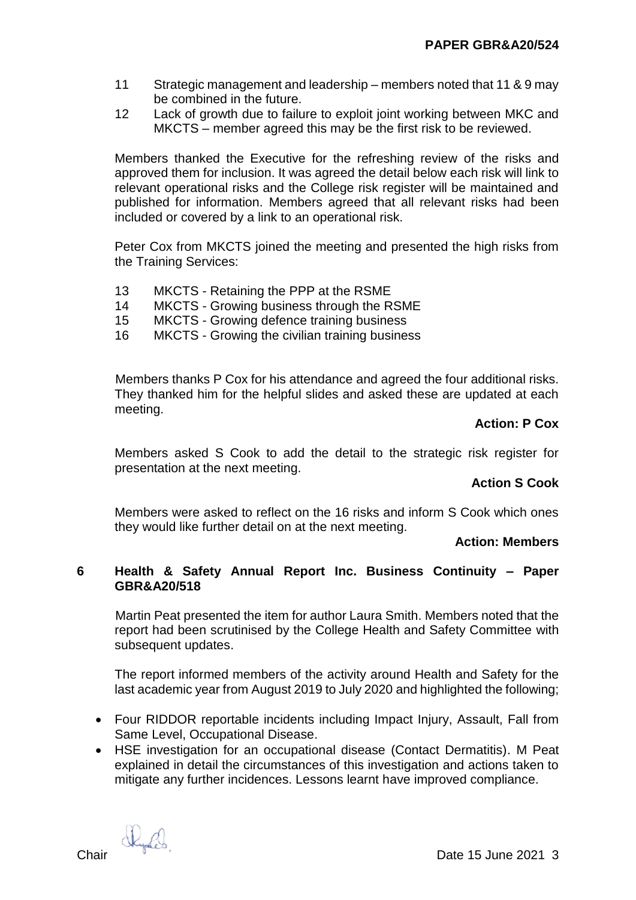11 Strategic management and leadership – members noted that 11 & 9 may be combined in the future.

12 Lack of growth due to failure to exploit joint working between MKC and MKCTS – member agreed this may be the first risk to be reviewed.

Members thanked the Executive for the refreshing review of the risks and approved them for inclusion. It was agreed the detail below each risk will link to relevant operational risks and the College risk register will be maintained and published for information. Members agreed that all relevant risks had been included or covered by a link to an operational risk.

Peter Cox from MKCTS joined the meeting and presented the high risks from the Training Services:

13 MKCTS - Retaining the PPP at the RSME

14 MKCTS - Growing business through the RSME

15 MKCTS - Growing defence training business

16 MKCTS - Growing the civilian training business

Members thanks P Cox for his attendance and agreed the four additional risks. They thanked him for the helpful slides and asked these are updated at each meeting.

**Action: P Cox**

Members asked S Cook to add the detail to the strategic risk register for presentation at the next meeting.

**Action S Cook**

Members were asked to reflect on the 16 risks and inform S Cook which ones they would like further detail on at the next meeting.

**Action: Members**

## 6 Health & Safety Annual Report Inc. Business Continuity – Paper GBR&A20/518

Martin Peat presented the item for author Laura Smith. Members noted that the report had been scrutinised by the College Health and Safety Committee with subsequent updates.

The report informed members of the activity around Health and Safety for the last academic year from August 2019 to July 2020 and highlighted the following;

- Four RIDDOR reportable incidents including Impact Injury, Assault, Fall from Same Level, Occupational Disease.
- HSE investigation for an occupational disease (Contact Dermatitis). M Peat explained in detail the circumstances of this investigation and actions taken to mitigate any further incidences. Lessons learnt have improved compliance.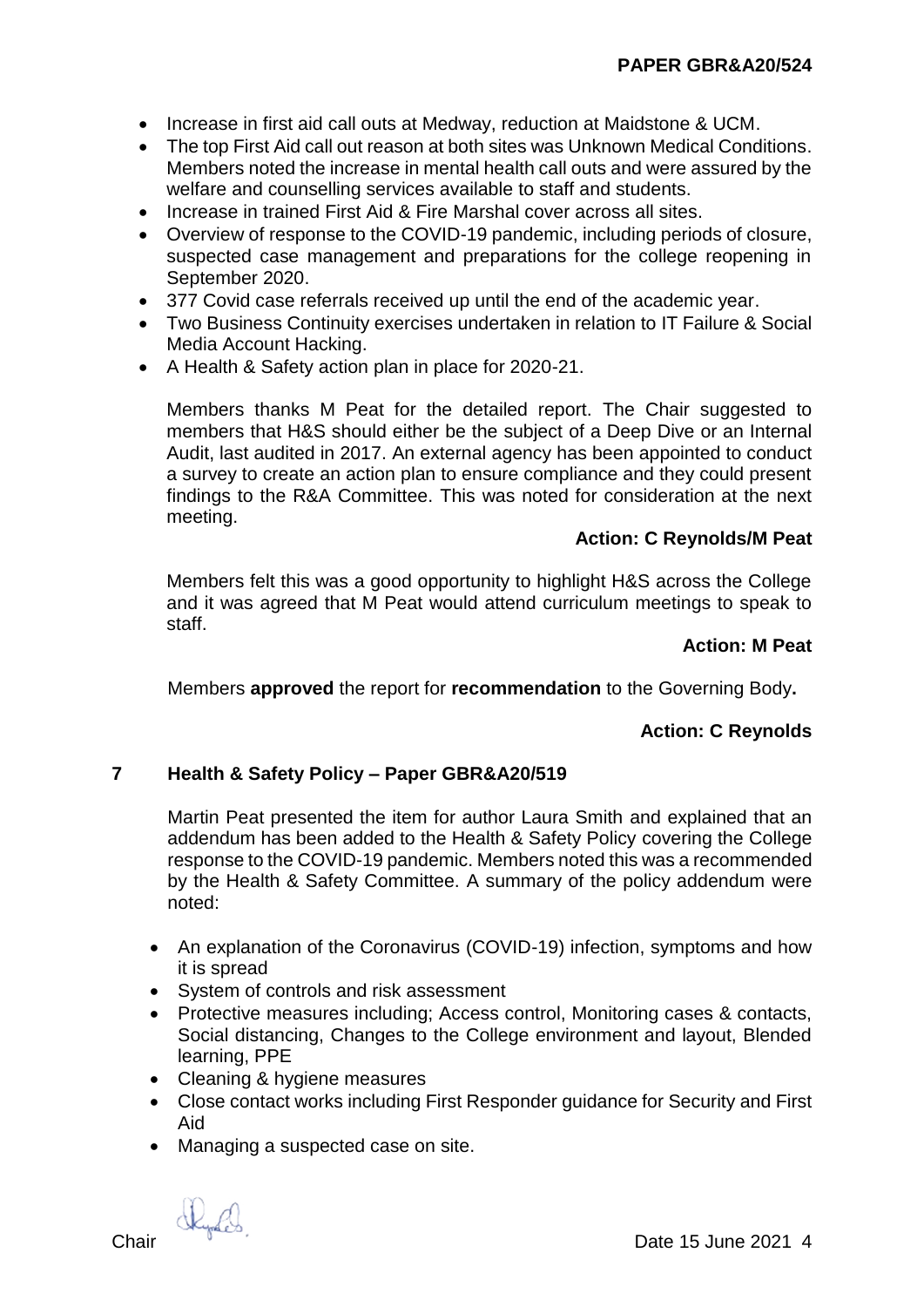- Increase in first aid call outs at Medway, reduction at Maidstone & UCM.
- The top First Aid call out reason at both sites was Unknown Medical Conditions. Members noted the increase in mental health call outs and were assured by the welfare and counselling services available to staff and students.
- Increase in trained First Aid & Fire Marshal cover across all sites.
- Overview of response to the COVID-19 pandemic, including periods of closure, suspected case management and preparations for the college reopening in September 2020.
- 377 Covid case referrals received up until the end of the academic year.
- Two Business Continuity exercises undertaken in relation to IT Failure & Social Media Account Hacking.
- A Health & Safety action plan in place for 2020-21.

Members thanks M Peat for the detailed report. The Chair suggested to members that H&S should either be the subject of a Deep Dive or an Internal Audit, last audited in 2017. An external agency has been appointed to conduct a survey to create an action plan to ensure compliance and they could present findings to the R&A Committee. This was noted for consideration at the next meeting.

**Action: C Reynolds/M Peat**

Members felt this was a good opportunity to highlight H&S across the College and it was agreed that M Peat would attend curriculum meetings to speak to staff.

**Action: M Peat**

Members **approved** the report for **recommendation** to the Governing Body**.**

**Action: C Reynolds**

## 7 Health & Safety Policy – Paper GBR&A20/519

Martin Peat presented the item for author Laura Smith and explained that an addendum has been added to the Health & Safety Policy covering the College response to the COVID-19 pandemic. Members noted this was a recommended by the Health & Safety Committee. A summary of the policy addendum were noted:

- An explanation of the Coronavirus (COVID-19) infection, symptoms and how it is spread
- System of controls and risk assessment
- Protective measures including; Access control, Monitoring cases & contacts, Social distancing, Changes to the College environment and layout, Blended learning, PPE
- Cleaning & hygiene measures
- Close contact works including First Responder guidance for Security and First Aid
- Managing a suspected case on site.

Chair Date 15 June 2021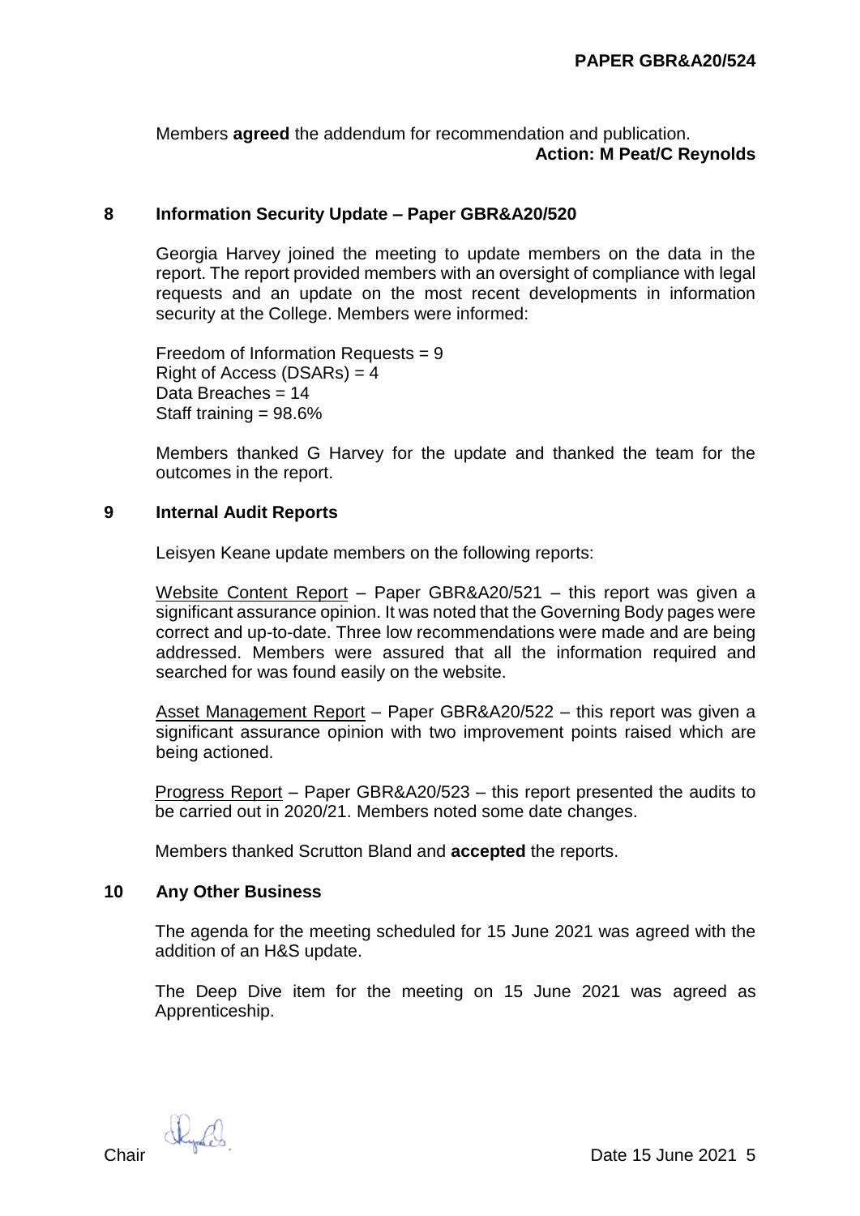Members **agreed** the addendum for recommendation and publication.

**Action: M Peat/C Reynolds**

## 8 Information Security Update – Paper GBR&A20/520

Georgia Harvey joined the meeting to update members on the data in the report. The report provided members with an oversight of compliance with legal requests and an update on the most recent developments in information security at the College. Members were informed:

Freedom of Information Requests = 9
Right of Access (DSARs) = 4
Data Breaches = 14
Staff training = 98.6%

Members thanked G Harvey for the update and thanked the team for the outcomes in the report.

## 9 Internal Audit Reports

Leisyen Keane update members on the following reports:

Website Content Report – Paper GBR&A20/521 – this report was given a significant assurance opinion. It was noted that the Governing Body pages were correct and up-to-date. Three low recommendations were made and are being addressed. Members were assured that all the information required and searched for was found easily on the website.

Asset Management Report – Paper GBR&A20/522 – this report was given a significant assurance opinion with two improvement points raised which are being actioned.

Progress Report – Paper GBR&A20/523 – this report presented the audits to be carried out in 2020/21. Members noted some date changes.

Members thanked Scrutton Bland and **accepted** the reports.

## 10 Any Other Business

The agenda for the meeting scheduled for 15 June 2021 was agreed with the addition of an H&S update.

The Deep Dive item for the meeting on 15 June 2021 was agreed as Apprenticeship.

Chair Date 15 June 2021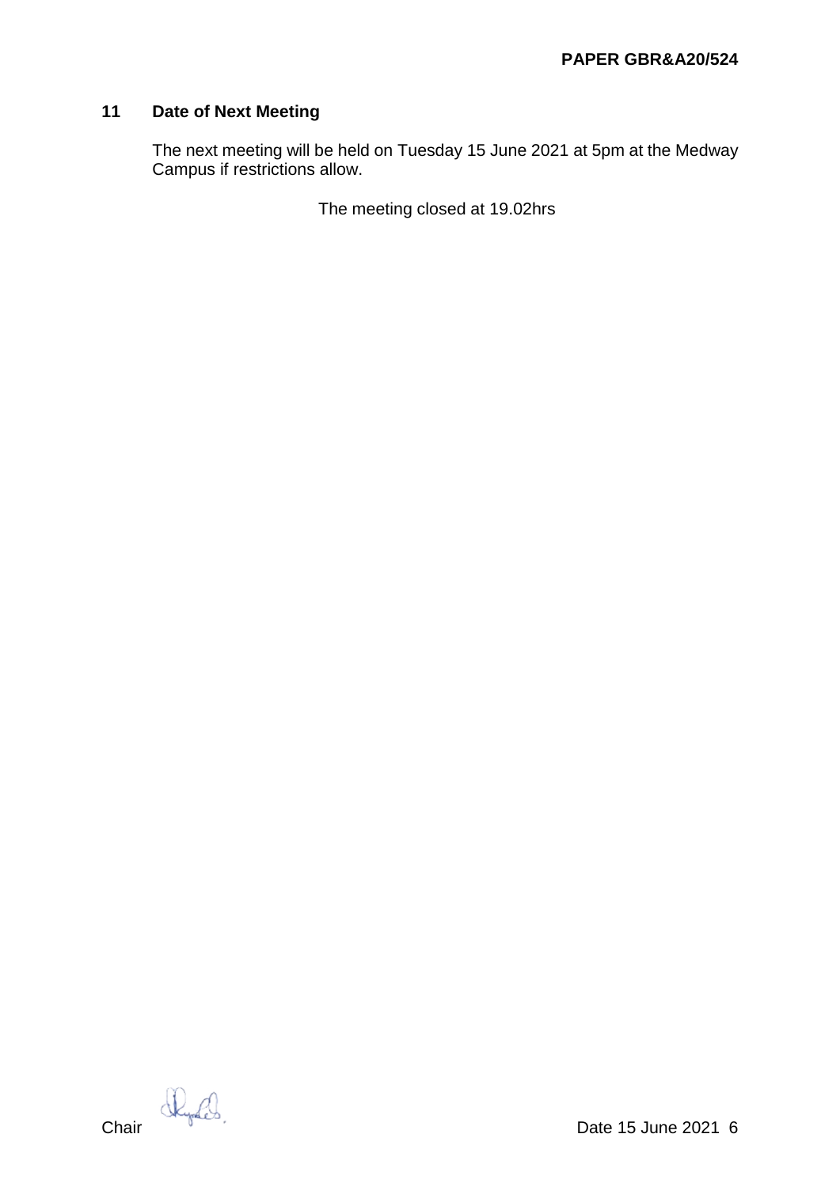## 11 Date of Next Meeting

The next meeting will be held on Tuesday 15 June 2021 at 5pm at the Medway Campus if restrictions allow.

The meeting closed at 19.02hrs

Chair

Date 15 June 2021